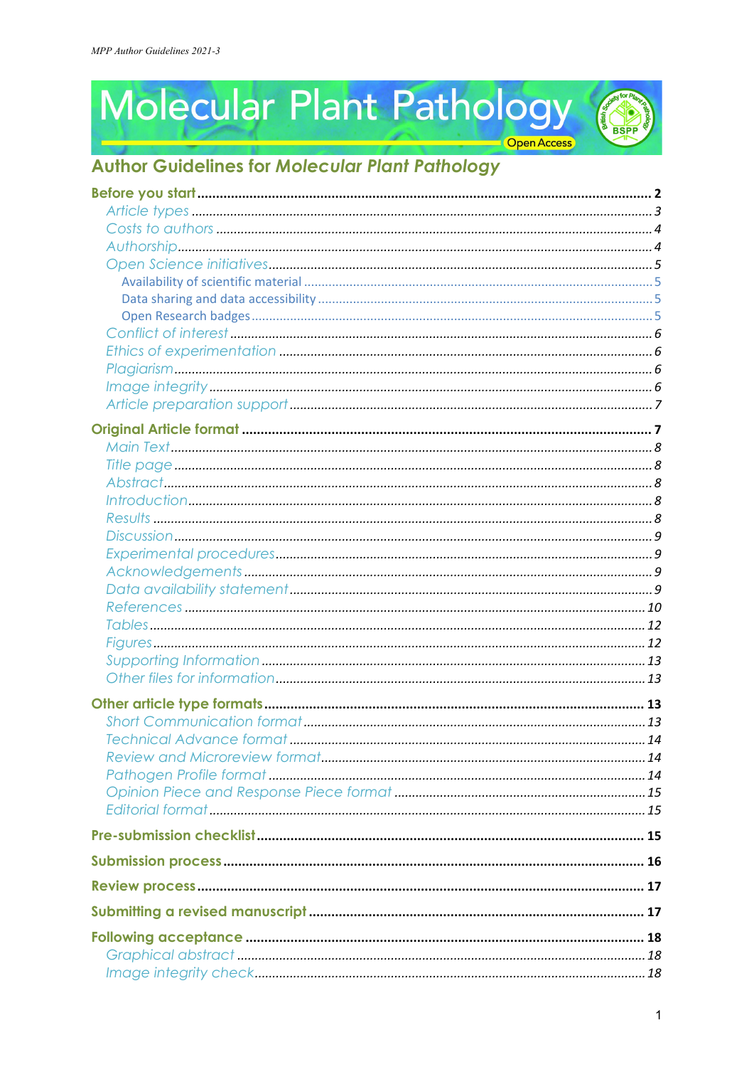# Molecular Plant Pathology

Open Access

## Author Guidelines for *Molecular Plant Pathology*

**Before you start** ........ **2**
- *Article types* ........ *3*
- *Costs to authors* ........ *4*
- *Authorship* ........ *4*
- *Open Science initiatives* ........ *5*
  - Availability of scientific material ........ 5
  - Data sharing and data accessibility ........ 5
  - Open Research badges ........ 5
- *Conflict of interest* ........ *6*
- *Ethics of experimentation* ........ *6*
- *Plagiarism* ........ *6*
- *Image integrity* ........ *6*
- *Article preparation support* ........ *7*

**Original Article format** ........ **7**
- *Main Text* ........ *8*
- *Title page* ........ *8*
- *Abstract* ........ *8*
- *Introduction* ........ *8*
- *Results* ........ *8*
- *Discussion* ........ *9*
- *Experimental procedures* ........ *9*
- *Acknowledgements* ........ *9*
- *Data availability statement* ........ *9*
- *References* ........ *10*
- *Tables* ........ *12*
- *Figures* ........ *12*
- *Supporting Information* ........ *13*
- *Other files for information* ........ *13*

**Other article type formats** ........ **13**
- *Short Communication format* ........ *13*
- *Technical Advance format* ........ *14*
- *Review and Microreview format* ........ *14*
- *Pathogen Profile format* ........ *14*
- *Opinion Piece and Response Piece format* ........ *15*
- *Editorial format* ........ *15*

**Pre-submission checklist** ........ **15**

**Submission process** ........ **16**

**Review process** ........ **17**

**Submitting a revised manuscript** ........ **17**

**Following acceptance** ........ **18**
- *Graphical abstract* ........ *18*
- *Image integrity check* ........ *18*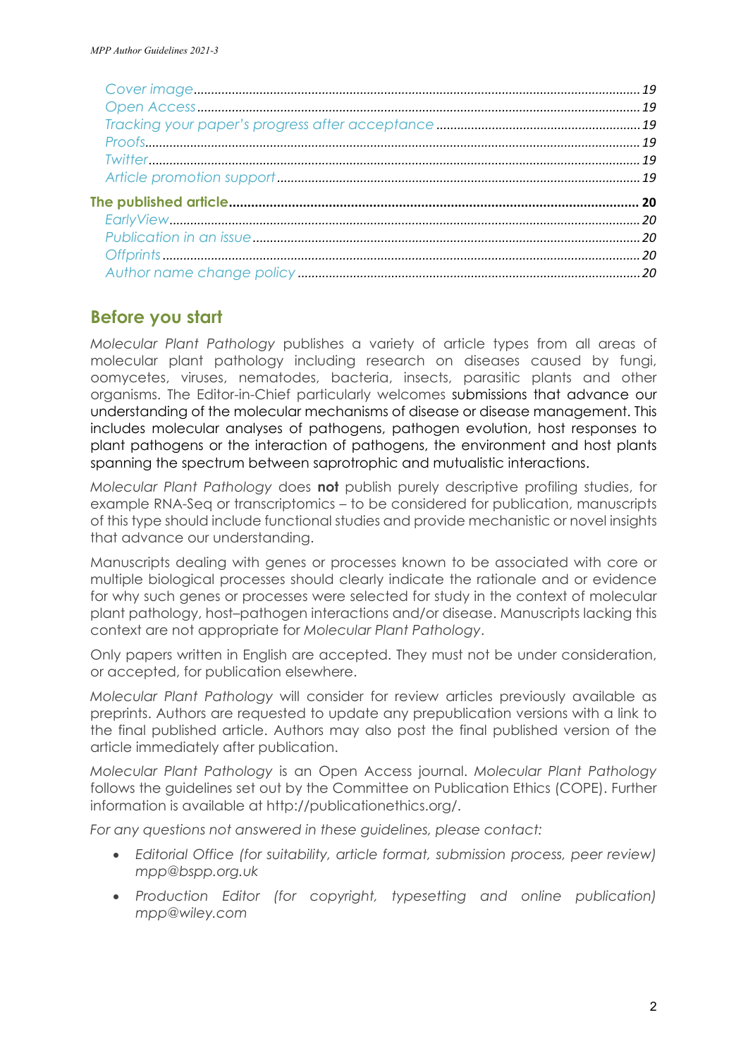Cover image ........ 19
Open Access ........ 19
Tracking your paper's progress after acceptance ........ 19
Proofs ........ 19
Twitter ........ 19
Article promotion support ........ 19

**The published article** ........ **20**
EarlyView ........ 20
Publication in an issue ........ 20
Offprints ........ 20
Author name change policy ........ 20

## Before you start

*Molecular Plant Pathology* publishes a variety of article types from all areas of molecular plant pathology including research on diseases caused by fungi, oomycetes, viruses, nematodes, bacteria, insects, parasitic plants and other organisms. The Editor-in-Chief particularly welcomes submissions that advance our understanding of the molecular mechanisms of disease or disease management. This includes molecular analyses of pathogens, pathogen evolution, host responses to plant pathogens or the interaction of pathogens, the environment and host plants spanning the spectrum between saprotrophic and mutualistic interactions.

*Molecular Plant Pathology* does **not** publish purely descriptive profiling studies, for example RNA-Seq or transcriptomics – to be considered for publication, manuscripts of this type should include functional studies and provide mechanistic or novel insights that advance our understanding.

Manuscripts dealing with genes or processes known to be associated with core or multiple biological processes should clearly indicate the rationale and or evidence for why such genes or processes were selected for study in the context of molecular plant pathology, host–pathogen interactions and/or disease. Manuscripts lacking this context are not appropriate for *Molecular Plant Pathology*.

Only papers written in English are accepted. They must not be under consideration, or accepted, for publication elsewhere.

*Molecular Plant Pathology* will consider for review articles previously available as preprints. Authors are requested to update any prepublication versions with a link to the final published article. Authors may also post the final published version of the article immediately after publication.

*Molecular Plant Pathology* is an Open Access journal. *Molecular Plant Pathology* follows the guidelines set out by the Committee on Publication Ethics (COPE). Further information is available at http://publicationethics.org/.

*For any questions not answered in these guidelines, please contact:*

- *Editorial Office (for suitability, article format, submission process, peer review) mpp@bspp.org.uk*
- *Production Editor (for copyright, typesetting and online publication) mpp@wiley.com*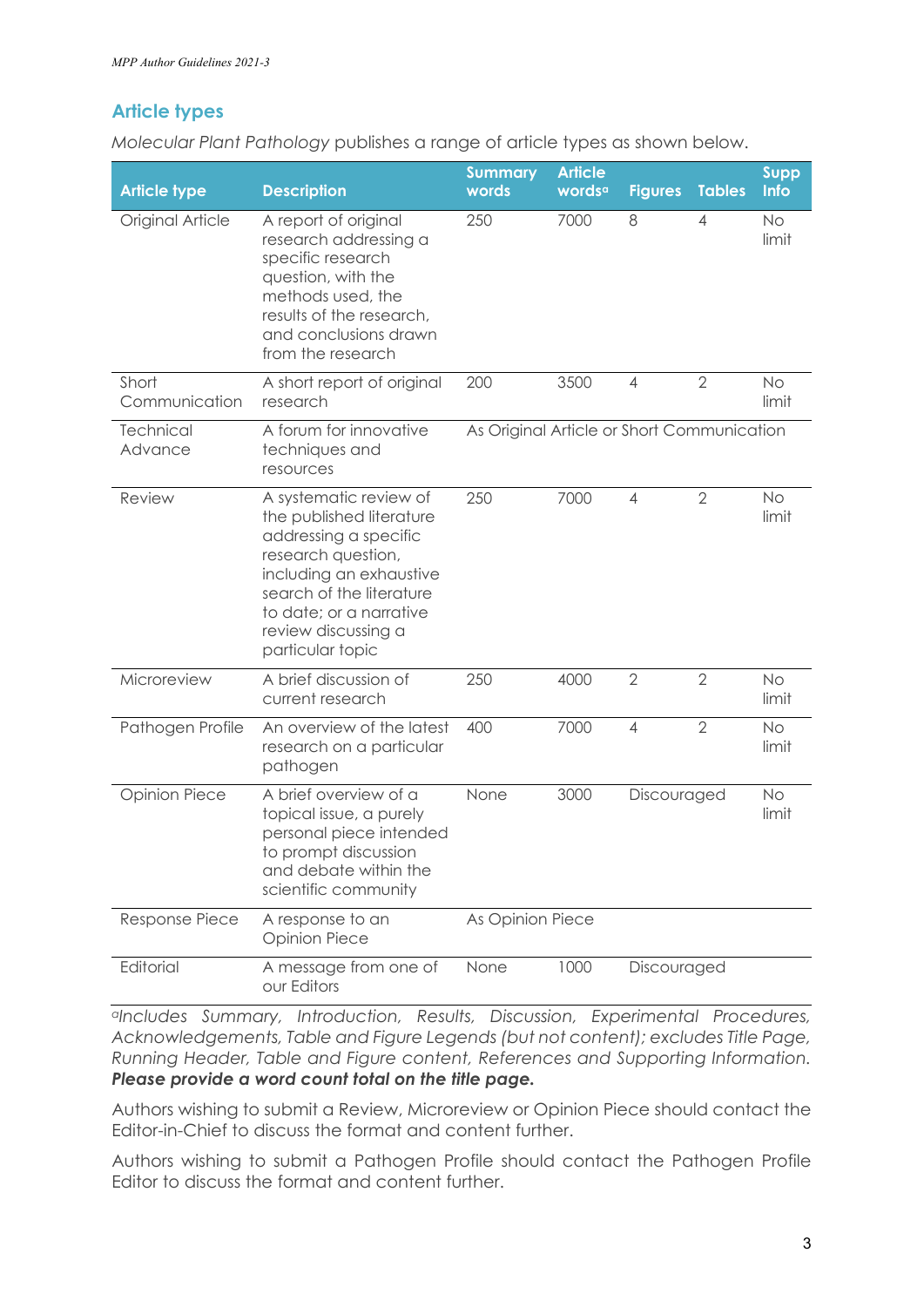## Article types

*Molecular Plant Pathology* publishes a range of article types as shown below.

| Article type | Description | Summary words | Article words[a] | Figures | Tables | Supp Info |
|---|---|---|---|---|---|---|
| Original Article | A report of original research addressing a specific research question, with the methods used, the results of the research, and conclusions drawn from the research | 250 | 7000 | 8 | 4 | No limit |
| Short Communication | A short report of original research | 200 | 3500 | 4 | 2 | No limit |
| Technical Advance | A forum for innovative techniques and resources | As Original Article or Short Communication | | | | |
| Review | A systematic review of the published literature addressing a specific research question, including an exhaustive search of the literature to date; or a narrative review discussing a particular topic | 250 | 7000 | 4 | 2 | No limit |
| Microreview | A brief discussion of current research | 250 | 4000 | 2 | 2 | No limit |
| Pathogen Profile | An overview of the latest research on a particular pathogen | 400 | 7000 | 4 | 2 | No limit |
| Opinion Piece | A brief overview of a topical issue, a purely personal piece intended to prompt discussion and debate within the scientific community | None | 3000 | Discouraged | | No limit |
| Response Piece | A response to an Opinion Piece | As Opinion Piece | | | | |
| Editorial | A message from one of our Editors | None | 1000 | Discouraged | | |

*[a]Includes Summary, Introduction, Results, Discussion, Experimental Procedures, Acknowledgements, Table and Figure Legends (but not content); excludes Title Page, Running Header, Table and Figure content, References and Supporting Information.* ***Please provide a word count total on the title page.***

Authors wishing to submit a Review, Microreview or Opinion Piece should contact the Editor-in-Chief to discuss the format and content further.

Authors wishing to submit a Pathogen Profile should contact the Pathogen Profile Editor to discuss the format and content further.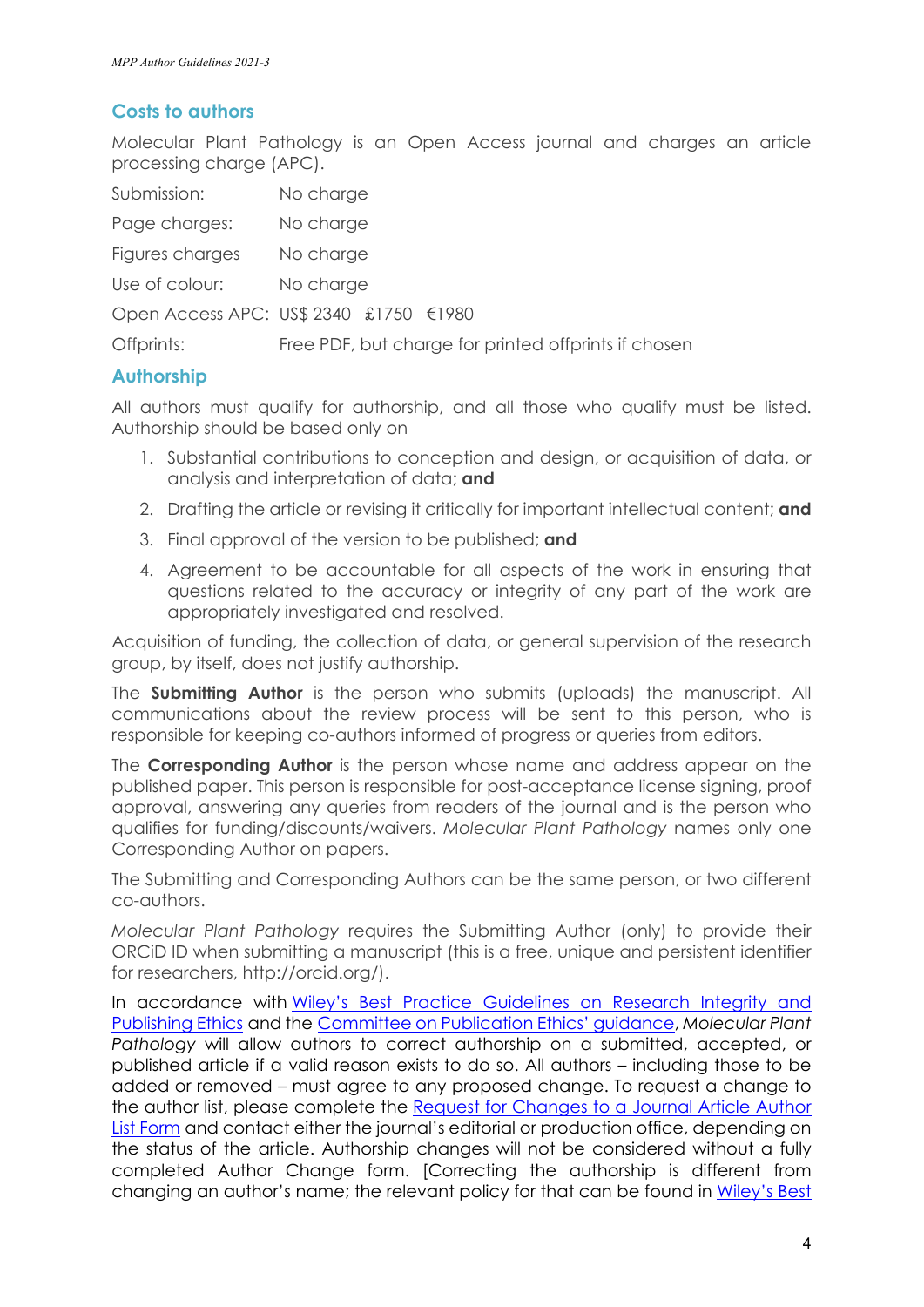## Costs to authors

Molecular Plant Pathology is an Open Access journal and charges an article processing charge (APC).

| | |
|---|---|
| Submission: | No charge |
| Page charges: | No charge |
| Figures charges | No charge |
| Use of colour: | No charge |
| Open Access APC: | US$ 2340 £1750 €1980 |
| Offprints: | Free PDF, but charge for printed offprints if chosen |

## Authorship

All authors must qualify for authorship, and all those who qualify must be listed. Authorship should be based only on

1. Substantial contributions to conception and design, or acquisition of data, or analysis and interpretation of data; **and**
2. Drafting the article or revising it critically for important intellectual content; **and**
3. Final approval of the version to be published; **and**
4. Agreement to be accountable for all aspects of the work in ensuring that questions related to the accuracy or integrity of any part of the work are appropriately investigated and resolved.

Acquisition of funding, the collection of data, or general supervision of the research group, by itself, does not justify authorship.

The **Submitting Author** is the person who submits (uploads) the manuscript. All communications about the review process will be sent to this person, who is responsible for keeping co-authors informed of progress or queries from editors.

The **Corresponding Author** is the person whose name and address appear on the published paper. This person is responsible for post-acceptance license signing, proof approval, answering any queries from readers of the journal and is the person who qualifies for funding/discounts/waivers. *Molecular Plant Pathology* names only one Corresponding Author on papers.

The Submitting and Corresponding Authors can be the same person, or two different co-authors.

*Molecular Plant Pathology* requires the Submitting Author (only) to provide their ORCiD ID when submitting a manuscript (this is a free, unique and persistent identifier for researchers, http://orcid.org/).

In accordance with Wiley's Best Practice Guidelines on Research Integrity and Publishing Ethics and the Committee on Publication Ethics' guidance, *Molecular Plant Pathology* will allow authors to correct authorship on a submitted, accepted, or published article if a valid reason exists to do so. All authors – including those to be added or removed – must agree to any proposed change. To request a change to the author list, please complete the Request for Changes to a Journal Article Author List Form and contact either the journal's editorial or production office, depending on the status of the article. Authorship changes will not be considered without a fully completed Author Change form. [Correcting the authorship is different from changing an author's name; the relevant policy for that can be found in Wiley's Best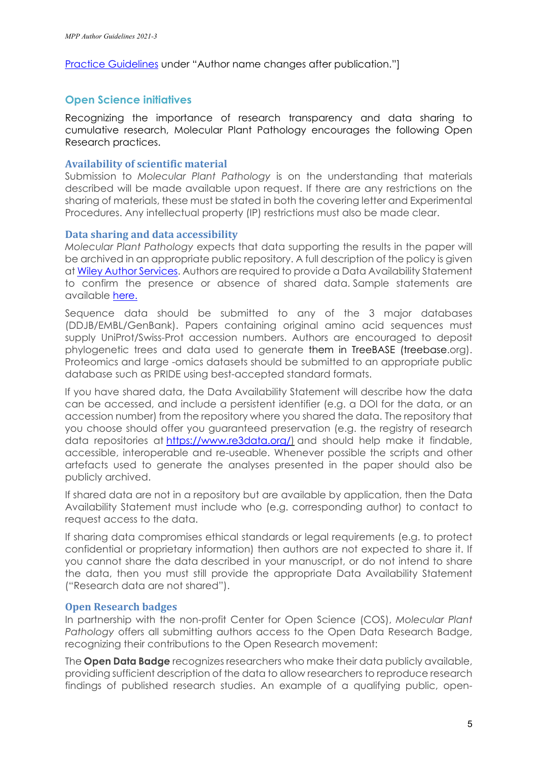[Practice Guidelines](#) under "Author name changes after publication."]

## Open Science initiatives

Recognizing the importance of research transparency and data sharing to cumulative research, Molecular Plant Pathology encourages the following Open Research practices.

### Availability of scientific material

Submission to *Molecular Plant Pathology* is on the understanding that materials described will be made available upon request. If there are any restrictions on the sharing of materials, these must be stated in both the covering letter and Experimental Procedures. Any intellectual property (IP) restrictions must also be made clear.

### Data sharing and data accessibility

*Molecular Plant Pathology* expects that data supporting the results in the paper will be archived in an appropriate public repository. A full description of the policy is given at [Wiley Author Services](#). Authors are required to provide a Data Availability Statement to confirm the presence or absence of shared data. Sample statements are available [here.](#)

Sequence data should be submitted to any of the 3 major databases (DDJB/EMBL/GenBank). Papers containing original amino acid sequences must supply UniProt/Swiss-Prot accession numbers. Authors are encouraged to deposit phylogenetic trees and data used to generate them in TreeBASE (treebase.org). Proteomics and large -omics datasets should be submitted to an appropriate public database such as PRIDE using best-accepted standard formats.

If you have shared data, the Data Availability Statement will describe how the data can be accessed, and include a persistent identifier (e.g. a DOI for the data, or an accession number) from the repository where you shared the data. The repository that you choose should offer you guaranteed preservation (e.g. the registry of research data repositories at [https://www.re3data.org/)](https://www.re3data.org/) and should help make it findable, accessible, interoperable and re-useable. Whenever possible the scripts and other artefacts used to generate the analyses presented in the paper should also be publicly archived.

If shared data are not in a repository but are available by application, then the Data Availability Statement must include who (e.g. corresponding author) to contact to request access to the data.

If sharing data compromises ethical standards or legal requirements (e.g. to protect confidential or proprietary information) then authors are not expected to share it. If you cannot share the data described in your manuscript, or do not intend to share the data, then you must still provide the appropriate Data Availability Statement ("Research data are not shared").

### Open Research badges

In partnership with the non-profit Center for Open Science (COS), *Molecular Plant Pathology* offers all submitting authors access to the Open Data Research Badge, recognizing their contributions to the Open Research movement:

The **Open Data Badge** recognizes researchers who make their data publicly available, providing sufficient description of the data to allow researchers to reproduce research findings of published research studies. An example of a qualifying public, open-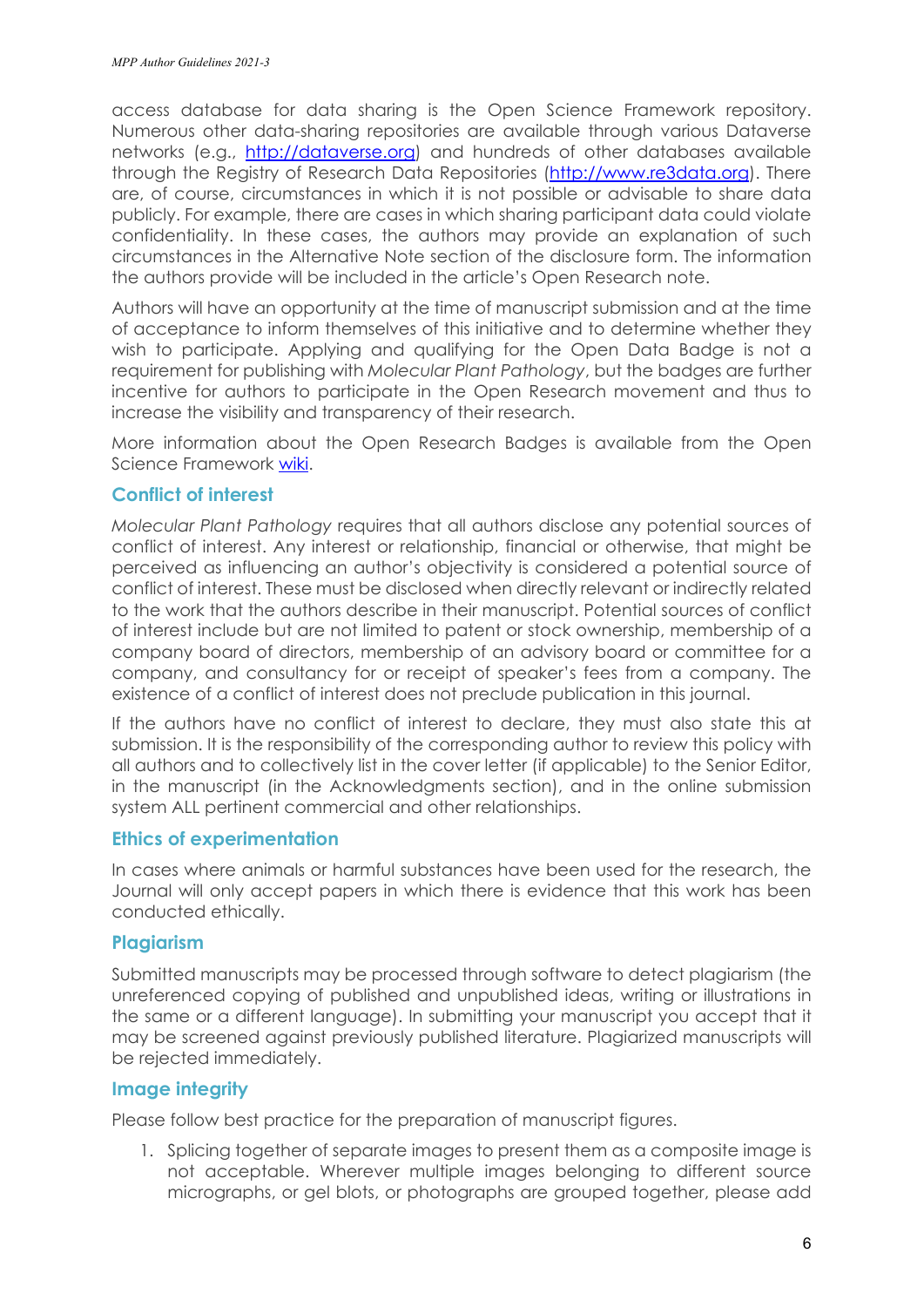access database for data sharing is the Open Science Framework repository. Numerous other data-sharing repositories are available through various Dataverse networks (e.g., [http://dataverse.org](http://dataverse.org)) and hundreds of other databases available through the Registry of Research Data Repositories ([http://www.re3data.org](http://www.re3data.org)). There are, of course, circumstances in which it is not possible or advisable to share data publicly. For example, there are cases in which sharing participant data could violate confidentiality. In these cases, the authors may provide an explanation of such circumstances in the Alternative Note section of the disclosure form. The information the authors provide will be included in the article's Open Research note.

Authors will have an opportunity at the time of manuscript submission and at the time of acceptance to inform themselves of this initiative and to determine whether they wish to participate. Applying and qualifying for the Open Data Badge is not a requirement for publishing with *Molecular Plant Pathology*, but the badges are further incentive for authors to participate in the Open Research movement and thus to increase the visibility and transparency of their research.

More information about the Open Research Badges is available from the Open Science Framework wiki.

## Conflict of interest

*Molecular Plant Pathology* requires that all authors disclose any potential sources of conflict of interest. Any interest or relationship, financial or otherwise, that might be perceived as influencing an author's objectivity is considered a potential source of conflict of interest. These must be disclosed when directly relevant or indirectly related to the work that the authors describe in their manuscript. Potential sources of conflict of interest include but are not limited to patent or stock ownership, membership of a company board of directors, membership of an advisory board or committee for a company, and consultancy for or receipt of speaker's fees from a company. The existence of a conflict of interest does not preclude publication in this journal.

If the authors have no conflict of interest to declare, they must also state this at submission. It is the responsibility of the corresponding author to review this policy with all authors and to collectively list in the cover letter (if applicable) to the Senior Editor, in the manuscript (in the Acknowledgments section), and in the online submission system ALL pertinent commercial and other relationships.

## Ethics of experimentation

In cases where animals or harmful substances have been used for the research, the Journal will only accept papers in which there is evidence that this work has been conducted ethically.

## Plagiarism

Submitted manuscripts may be processed through software to detect plagiarism (the unreferenced copying of published and unpublished ideas, writing or illustrations in the same or a different language). In submitting your manuscript you accept that it may be screened against previously published literature. Plagiarized manuscripts will be rejected immediately.

## Image integrity

Please follow best practice for the preparation of manuscript figures.

1. Splicing together of separate images to present them as a composite image is not acceptable. Wherever multiple images belonging to different source micrographs, or gel blots, or photographs are grouped together, please add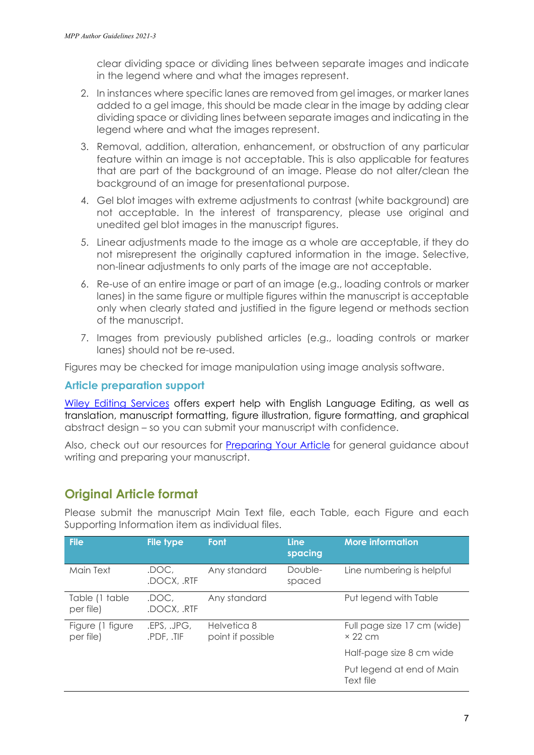clear dividing space or dividing lines between separate images and indicate in the legend where and what the images represent.

2. In instances where specific lanes are removed from gel images, or marker lanes added to a gel image, this should be made clear in the image by adding clear dividing space or dividing lines between separate images and indicating in the legend where and what the images represent.
3. Removal, addition, alteration, enhancement, or obstruction of any particular feature within an image is not acceptable. This is also applicable for features that are part of the background of an image. Please do not alter/clean the background of an image for presentational purpose.
4. Gel blot images with extreme adjustments to contrast (white background) are not acceptable. In the interest of transparency, please use original and unedited gel blot images in the manuscript figures.
5. Linear adjustments made to the image as a whole are acceptable, if they do not misrepresent the originally captured information in the image. Selective, non-linear adjustments to only parts of the image are not acceptable.
6. Re-use of an entire image or part of an image (e.g., loading controls or marker lanes) in the same figure or multiple figures within the manuscript is acceptable only when clearly stated and justified in the figure legend or methods section of the manuscript.
7. Images from previously published articles (e.g., loading controls or marker lanes) should not be re-used.

Figures may be checked for image manipulation using image analysis software.

### Article preparation support

Wiley Editing Services offers expert help with English Language Editing, as well as translation, manuscript formatting, figure illustration, figure formatting, and graphical abstract design – so you can submit your manuscript with confidence.

Also, check out our resources for Preparing Your Article for general guidance about writing and preparing your manuscript.

## Original Article format

Please submit the manuscript Main Text file, each Table, each Figure and each Supporting Information item as individual files.

| File | File type | Font | Line spacing | More information |
|---|---|---|---|---|
| Main Text | .DOC, .DOCX, .RTF | Any standard | Double-spaced | Line numbering is helpful |
| Table (1 table per file) | .DOC, .DOCX, .RTF | Any standard | | Put legend with Table |
| Figure (1 figure per file) | .EPS, .JPG, .PDF, .TIF | Helvetica 8 point if possible | | Full page size 17 cm (wide) × 22 cm |
| | | | | Half-page size 8 cm wide |
| | | | | Put legend at end of Main Text file |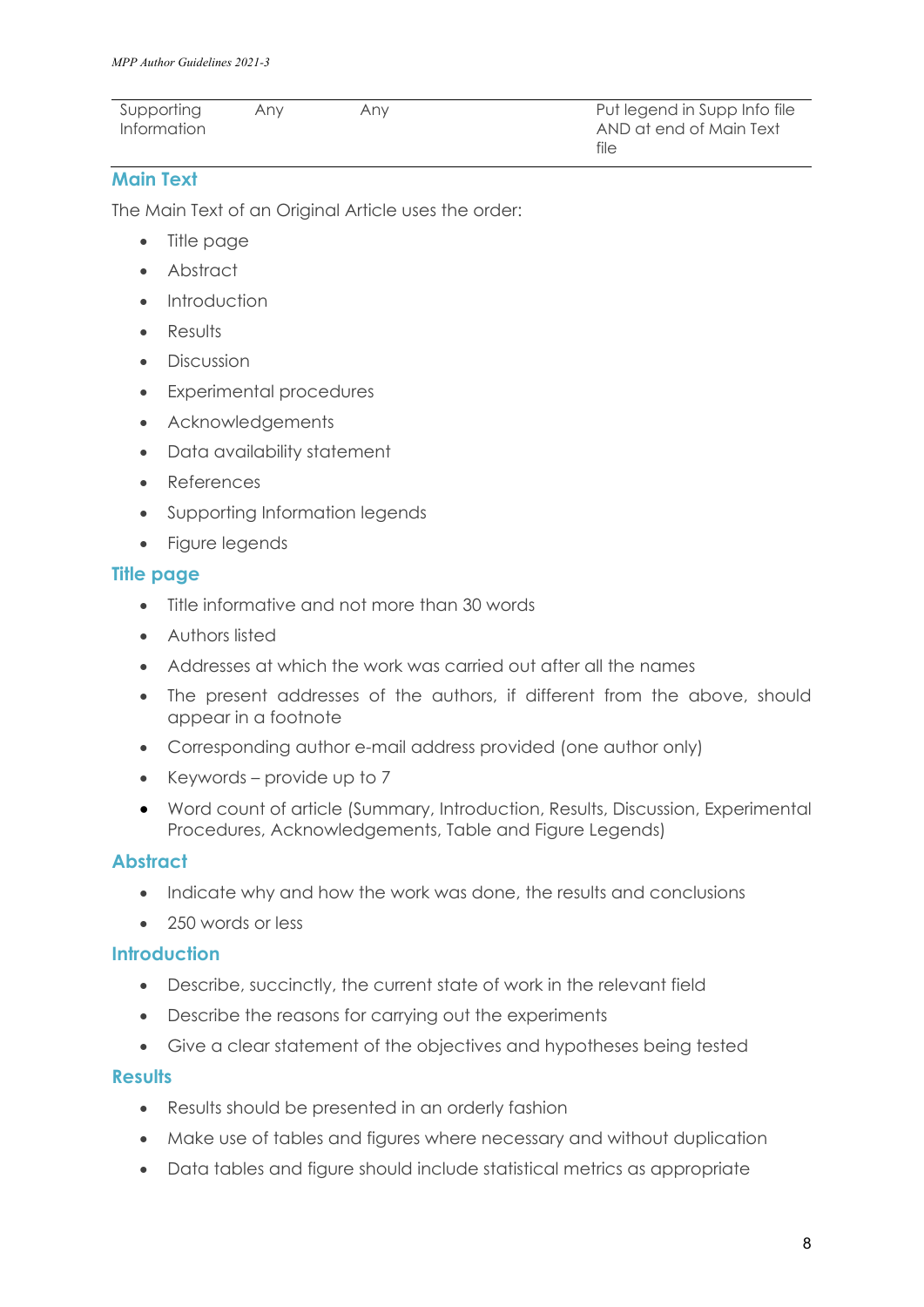| Supporting Information | Any | Any | Put legend in Supp Info file AND at end of Main Text file |
|---|---|---|---|

## Main Text

The Main Text of an Original Article uses the order:

- Title page
- Abstract
- Introduction
- Results
- Discussion
- Experimental procedures
- Acknowledgements
- Data availability statement
- References
- Supporting Information legends
- Figure legends

## Title page

- Title informative and not more than 30 words
- Authors listed
- Addresses at which the work was carried out after all the names
- The present addresses of the authors, if different from the above, should appear in a footnote
- Corresponding author e-mail address provided (one author only)
- Keywords – provide up to 7
- Word count of article (Summary, Introduction, Results, Discussion, Experimental Procedures, Acknowledgements, Table and Figure Legends)

## Abstract

- Indicate why and how the work was done, the results and conclusions
- 250 words or less

## Introduction

- Describe, succinctly, the current state of work in the relevant field
- Describe the reasons for carrying out the experiments
- Give a clear statement of the objectives and hypotheses being tested

## Results

- Results should be presented in an orderly fashion
- Make use of tables and figures where necessary and without duplication
- Data tables and figure should include statistical metrics as appropriate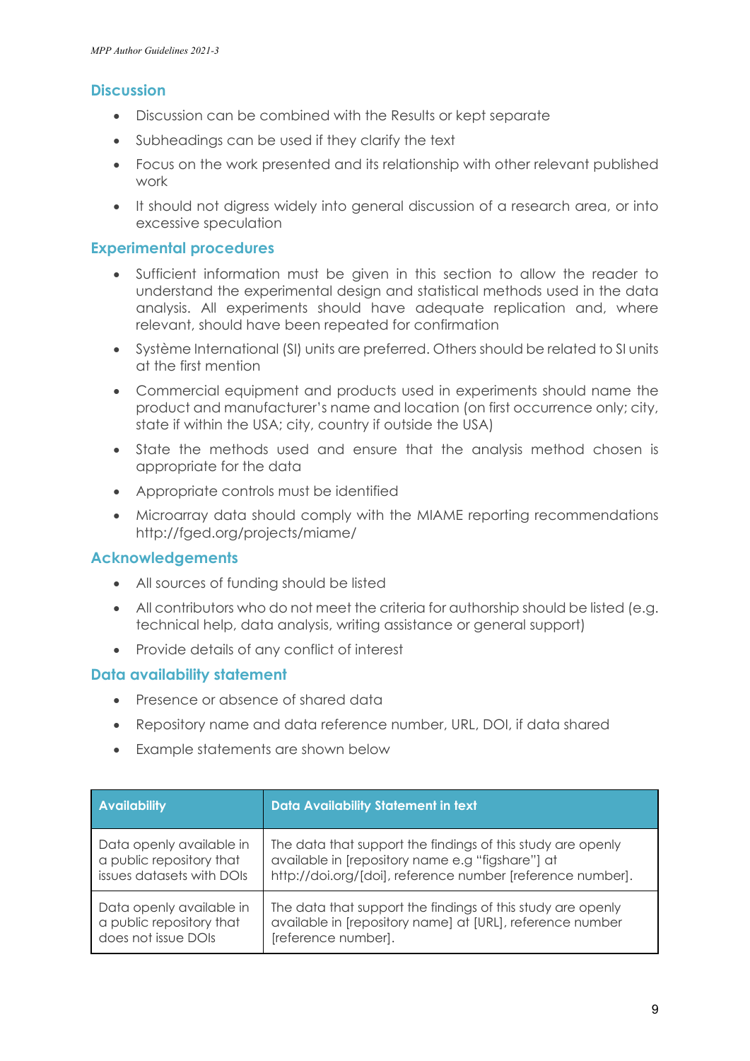## Discussion

- Discussion can be combined with the Results or kept separate
- Subheadings can be used if they clarify the text
- Focus on the work presented and its relationship with other relevant published work
- It should not digress widely into general discussion of a research area, or into excessive speculation

## Experimental procedures

- Sufficient information must be given in this section to allow the reader to understand the experimental design and statistical methods used in the data analysis. All experiments should have adequate replication and, where relevant, should have been repeated for confirmation
- Système International (SI) units are preferred. Others should be related to SI units at the first mention
- Commercial equipment and products used in experiments should name the product and manufacturer's name and location (on first occurrence only; city, state if within the USA; city, country if outside the USA)
- State the methods used and ensure that the analysis method chosen is appropriate for the data
- Appropriate controls must be identified
- Microarray data should comply with the MIAME reporting recommendations http://fged.org/projects/miame/

## Acknowledgements

- All sources of funding should be listed
- All contributors who do not meet the criteria for authorship should be listed (e.g. technical help, data analysis, writing assistance or general support)
- Provide details of any conflict of interest

## Data availability statement

- Presence or absence of shared data
- Repository name and data reference number, URL, DOI, if data shared
- Example statements are shown below

| Availability | Data Availability Statement in text |
|---|---|
| Data openly available in a public repository that issues datasets with DOIs | The data that support the findings of this study are openly available in [repository name e.g "figshare"] at http://doi.org/[doi], reference number [reference number]. |
| Data openly available in a public repository that does not issue DOIs | The data that support the findings of this study are openly available in [repository name] at [URL], reference number [reference number]. |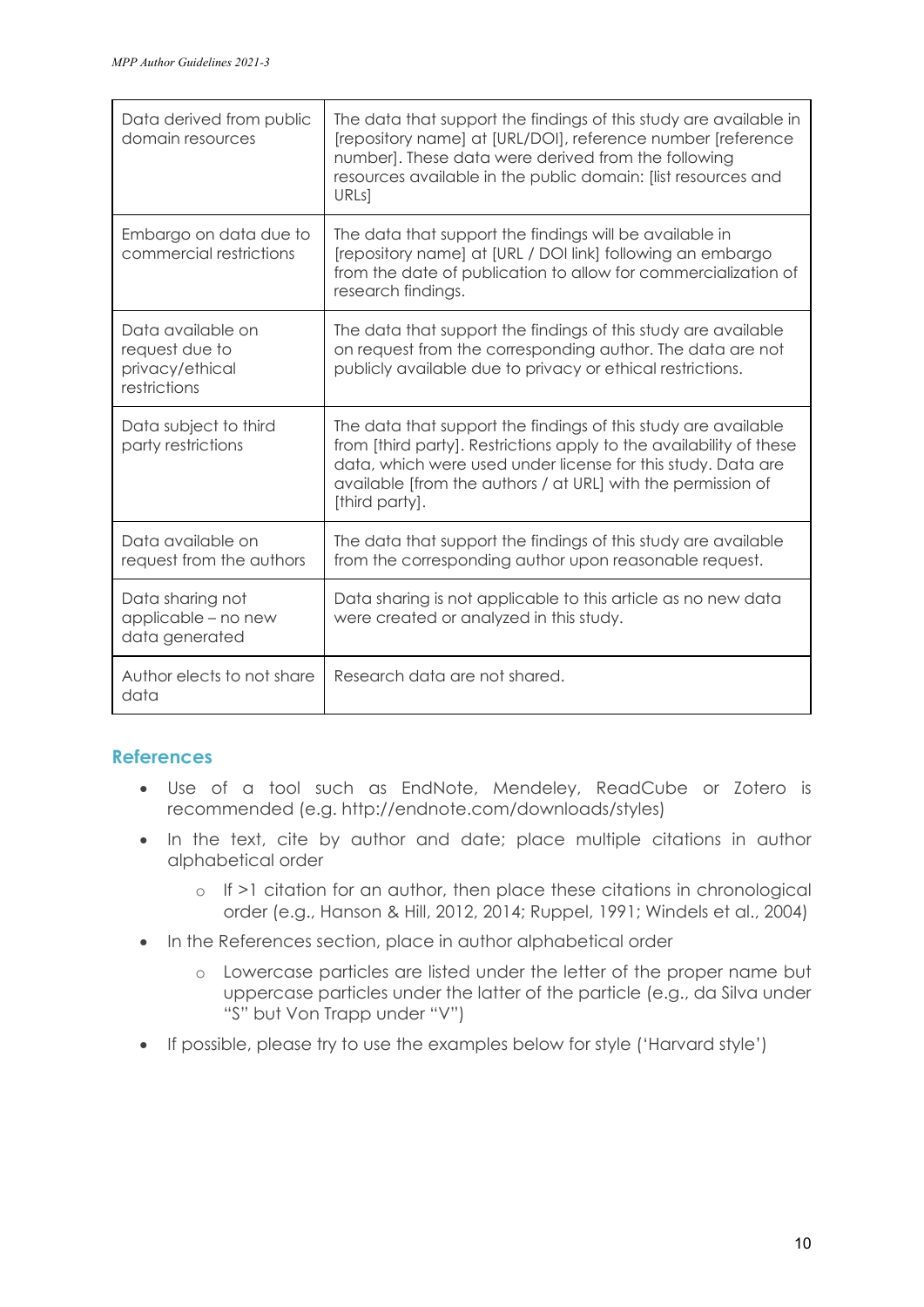| | |
|---|---|
| Data derived from public domain resources | The data that support the findings of this study are available in [repository name] at [URL/DOI], reference number [reference number]. These data were derived from the following resources available in the public domain: [list resources and URLs] |
| Embargo on data due to commercial restrictions | The data that support the findings will be available in [repository name] at [URL / DOI link] following an embargo from the date of publication to allow for commercialization of research findings. |
| Data available on request due to privacy/ethical restrictions | The data that support the findings of this study are available on request from the corresponding author. The data are not publicly available due to privacy or ethical restrictions. |
| Data subject to third party restrictions | The data that support the findings of this study are available from [third party]. Restrictions apply to the availability of these data, which were used under license for this study. Data are available [from the authors / at URL] with the permission of [third party]. |
| Data available on request from the authors | The data that support the findings of this study are available from the corresponding author upon reasonable request. |
| Data sharing not applicable – no new data generated | Data sharing is not applicable to this article as no new data were created or analyzed in this study. |
| Author elects to not share data | Research data are not shared. |

## References

- Use of a tool such as EndNote, Mendeley, ReadCube or Zotero is recommended (e.g. http://endnote.com/downloads/styles)
- In the text, cite by author and date; place multiple citations in author alphabetical order
    - If >1 citation for an author, then place these citations in chronological order (e.g., Hanson & Hill, 2012, 2014; Ruppel, 1991; Windels et al., 2004)
- In the References section, place in author alphabetical order
    - Lowercase particles are listed under the letter of the proper name but uppercase particles under the latter of the particle (e.g., da Silva under "S" but Von Trapp under "V")
- If possible, please try to use the examples below for style ('Harvard style')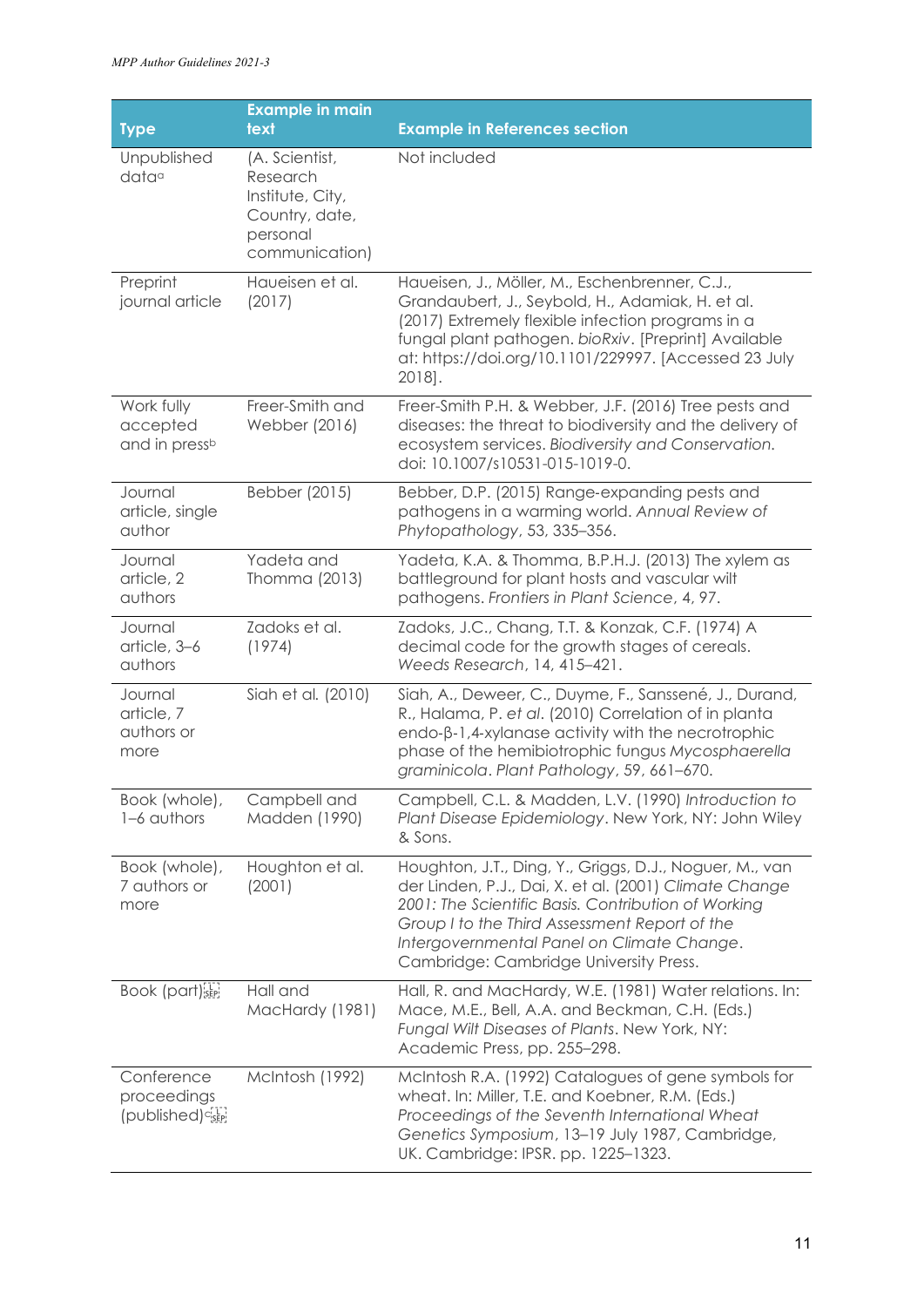| Type | Example in main text | Example in References section |
|---|---|---|
| Unpublished data[a] | (A. Scientist, Research Institute, City, Country, date, personal communication) | Not included |
| Preprint journal article | Haueisen et al. (2017) | Haueisen, J., Möller, M., Eschenbrenner, C.J., Grandaubert, J., Seybold, H., Adamiak, H. et al. (2017) Extremely flexible infection programs in a fungal plant pathogen. *bioRxiv*. [Preprint] Available at: https://doi.org/10.1101/229997. [Accessed 23 July 2018]. |
| Work fully accepted and in press[b] | Freer-Smith and Webber (2016) | Freer-Smith P.H. & Webber, J.F. (2016) Tree pests and diseases: the threat to biodiversity and the delivery of ecosystem services. *Biodiversity and Conservation.* doi: 10.1007/s10531-015-1019-0. |
| Journal article, single author | Bebber (2015) | Bebber, D.P. (2015) Range-expanding pests and pathogens in a warming world. *Annual Review of Phytopathology*, 53, 335–356. |
| Journal article, 2 authors | Yadeta and Thomma (2013) | Yadeta, K.A. & Thomma, B.P.H.J. (2013) The xylem as battleground for plant hosts and vascular wilt pathogens. *Frontiers in Plant Science*, 4, 97. |
| Journal article, 3–6 authors | Zadoks et al. (1974) | Zadoks, J.C., Chang, T.T. & Konzak, C.F. (1974) A decimal code for the growth stages of cereals. *Weeds Research*, 14, 415–421. |
| Journal article, 7 authors or more | Siah et al. (2010) | Siah, A., Deweer, C., Duyme, F., Sanssené, J., Durand, R., Halama, P. *et al*. (2010) Correlation of in planta endo-β-1,4-xylanase activity with the necrotrophic phase of the hemibiotrophic fungus *Mycosphaerella graminicola*. *Plant Pathology*, 59, 661–670. |
| Book (whole), 1–6 authors | Campbell and Madden (1990) | Campbell, C.L. & Madden, L.V. (1990) *Introduction to Plant Disease Epidemiology*. New York, NY: John Wiley & Sons. |
| Book (whole), 7 authors or more | Houghton et al. (2001) | Houghton, J.T., Ding, Y., Griggs, D.J., Noguer, M., van der Linden, P.J., Dai, X. et al. (2001) *Climate Change 2001: The Scientific Basis. Contribution of Working Group I to the Third Assessment Report of the Intergovernmental Panel on Climate Change*. Cambridge: Cambridge University Press. |
| Book (part) | Hall and MacHardy (1981) | Hall, R. and MacHardy, W.E. (1981) Water relations. In: Mace, M.E., Bell, A.A. and Beckman, C.H. (Eds.) *Fungal Wilt Diseases of Plants*. New York, NY: Academic Press, pp. 255–298. |
| Conference proceedings (published)[c] | McIntosh (1992) | McIntosh R.A. (1992) Catalogues of gene symbols for wheat. In: Miller, T.E. and Koebner, R.M. (Eds.) *Proceedings of the Seventh International Wheat Genetics Symposium*, 13–19 July 1987, Cambridge, UK. Cambridge: IPSR. pp. 1225–1323. |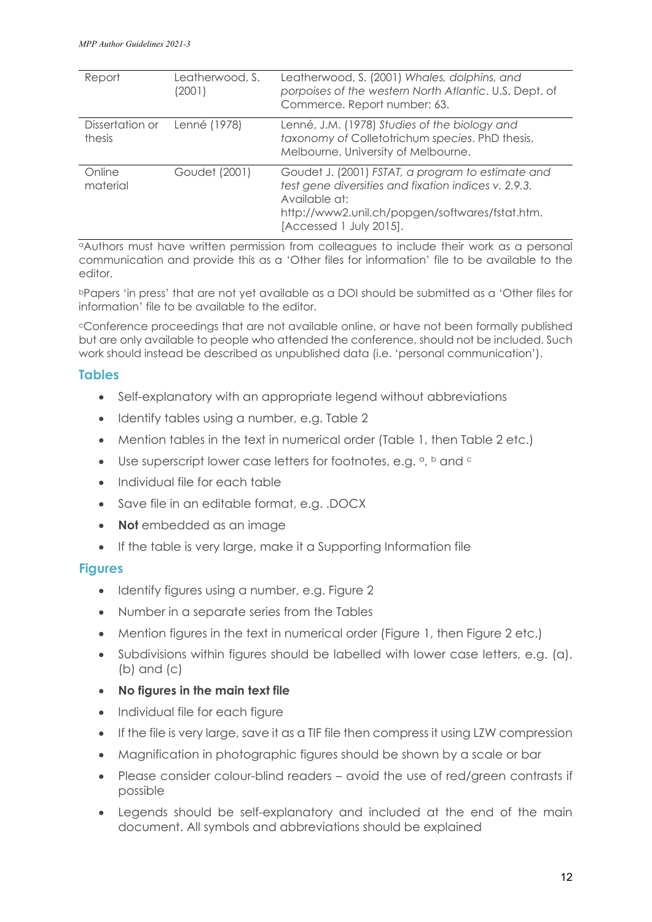| Report | Leatherwood, S. (2001) | Leatherwood, S. (2001) *Whales, dolphins, and porpoises of the western North Atlantic*. U.S. Dept. of Commerce. Report number: 63. |
|---|---|---|
| Dissertation or thesis | Lenné (1978) | Lenné, J.M. (1978) *Studies of the biology and taxonomy of* Colletotrichum *species*. PhD thesis, Melbourne, University of Melbourne. |
| Online material | Goudet (2001) | Goudet J. (2001) *FSTAT, a program to estimate and test gene diversities and fixation indices v. 2.9.3.* Available at: http://www2.unil.ch/popgen/softwares/fstat.htm. [Accessed 1 July 2015]. |

[a]Authors must have written permission from colleagues to include their work as a personal communication and provide this as a 'Other files for information' file to be available to the editor.

[b]Papers 'in press' that are not yet available as a DOI should be submitted as a 'Other files for information' file to be available to the editor.

[c]Conference proceedings that are not available online, or have not been formally published but are only available to people who attended the conference, should not be included. Such work should instead be described as unpublished data (i.e. 'personal communication').

## Tables

- Self-explanatory with an appropriate legend without abbreviations
- Identify tables using a number, e.g. Table 2
- Mention tables in the text in numerical order (Table 1, then Table 2 etc.)
- Use superscript lower case letters for footnotes, e.g. [a], [b] and [c]
- Individual file for each table
- Save file in an editable format, e.g. .DOCX
- **Not** embedded as an image
- If the table is very large, make it a Supporting Information file

## Figures

- Identify figures using a number, e.g. Figure 2
- Number in a separate series from the Tables
- Mention figures in the text in numerical order (Figure 1, then Figure 2 etc.)
- Subdivisions within figures should be labelled with lower case letters, e.g. (a), (b) and (c)
- **No figures in the main text file**
- Individual file for each figure
- If the file is very large, save it as a TIF file then compress it using LZW compression
- Magnification in photographic figures should be shown by a scale or bar
- Please consider colour-blind readers – avoid the use of red/green contrasts if possible
- Legends should be self-explanatory and included at the end of the main document. All symbols and abbreviations should be explained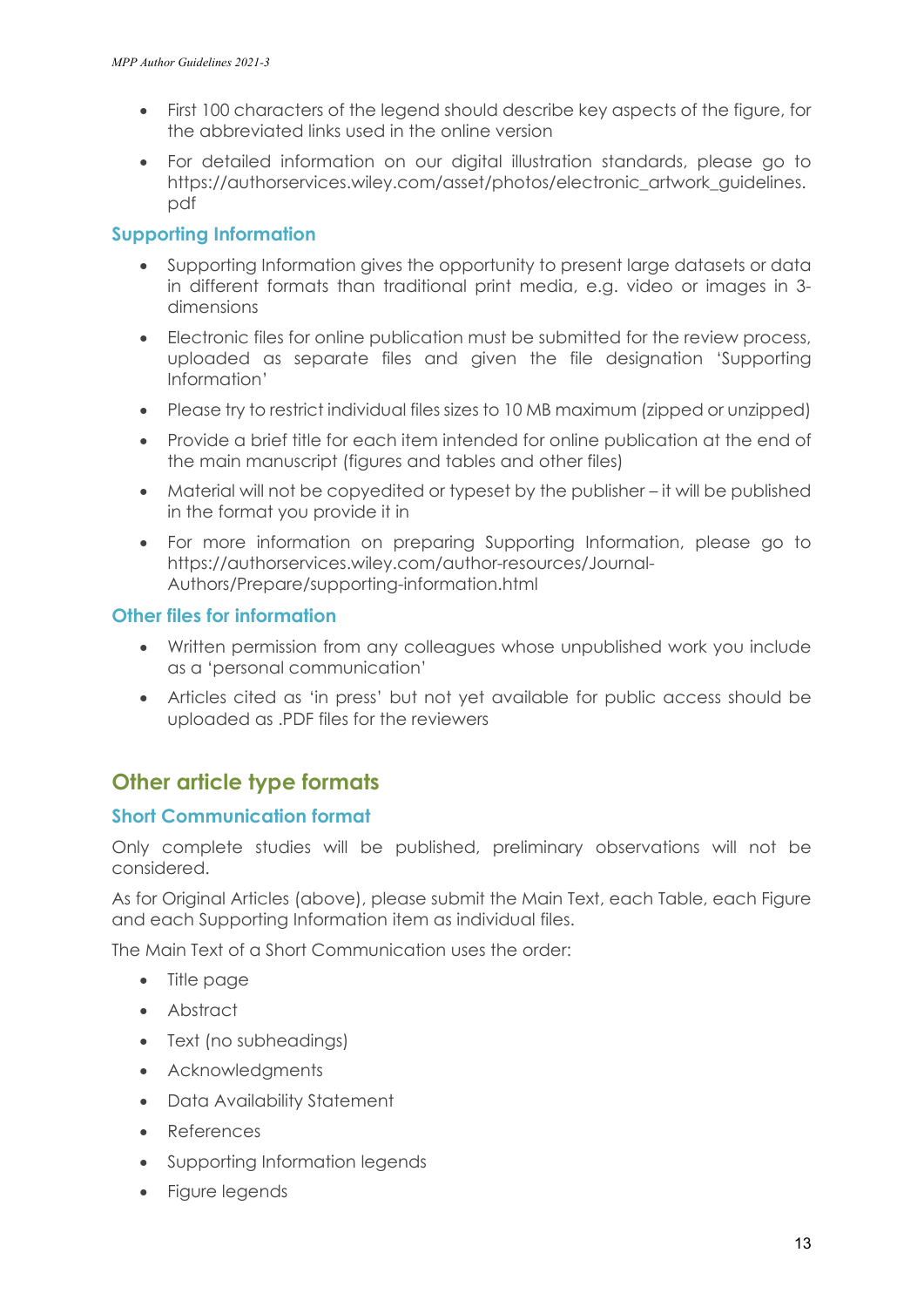- First 100 characters of the legend should describe key aspects of the figure, for the abbreviated links used in the online version
- For detailed information on our digital illustration standards, please go to https://authorservices.wiley.com/asset/photos/electronic_artwork_guidelines.pdf

### Supporting Information

- Supporting Information gives the opportunity to present large datasets or data in different formats than traditional print media, e.g. video or images in 3-dimensions
- Electronic files for online publication must be submitted for the review process, uploaded as separate files and given the file designation 'Supporting Information'
- Please try to restrict individual files sizes to 10 MB maximum (zipped or unzipped)
- Provide a brief title for each item intended for online publication at the end of the main manuscript (figures and tables and other files)
- Material will not be copyedited or typeset by the publisher – it will be published in the format you provide it in
- For more information on preparing Supporting Information, please go to https://authorservices.wiley.com/author-resources/Journal-Authors/Prepare/supporting-information.html

### Other files for information

- Written permission from any colleagues whose unpublished work you include as a 'personal communication'
- Articles cited as 'in press' but not yet available for public access should be uploaded as .PDF files for the reviewers

## Other article type formats

### Short Communication format

Only complete studies will be published, preliminary observations will not be considered.

As for Original Articles (above), please submit the Main Text, each Table, each Figure and each Supporting Information item as individual files.

The Main Text of a Short Communication uses the order:

- Title page
- Abstract
- Text (no subheadings)
- Acknowledgments
- Data Availability Statement
- References
- Supporting Information legends
- Figure legends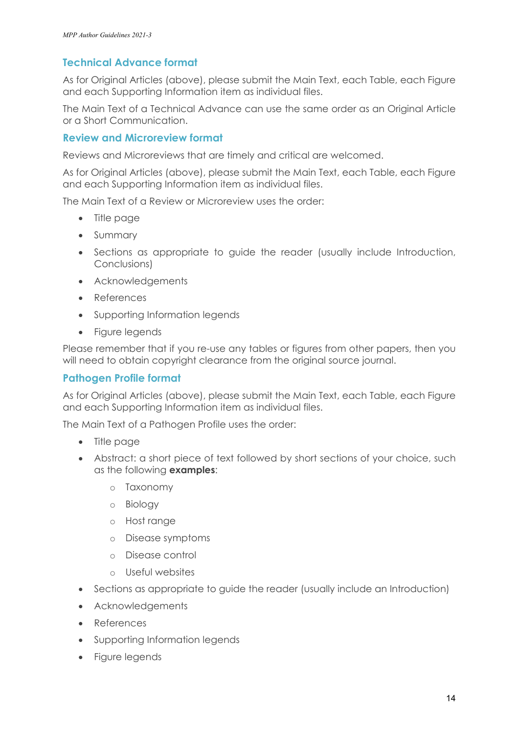## Technical Advance format

As for Original Articles (above), please submit the Main Text, each Table, each Figure and each Supporting Information item as individual files.

The Main Text of a Technical Advance can use the same order as an Original Article or a Short Communication.

## Review and Microreview format

Reviews and Microreviews that are timely and critical are welcomed.

As for Original Articles (above), please submit the Main Text, each Table, each Figure and each Supporting Information item as individual files.

The Main Text of a Review or Microreview uses the order:

- Title page
- Summary
- Sections as appropriate to guide the reader (usually include Introduction, Conclusions)
- Acknowledgements
- References
- Supporting Information legends
- Figure legends

Please remember that if you re-use any tables or figures from other papers, then you will need to obtain copyright clearance from the original source journal.

## Pathogen Profile format

As for Original Articles (above), please submit the Main Text, each Table, each Figure and each Supporting Information item as individual files.

The Main Text of a Pathogen Profile uses the order:

- Title page
- Abstract: a short piece of text followed by short sections of your choice, such as the following **examples**:
    - Taxonomy
    - Biology
    - Host range
    - Disease symptoms
    - Disease control
    - Useful websites
- Sections as appropriate to guide the reader (usually include an Introduction)
- Acknowledgements
- References
- Supporting Information legends
- Figure legends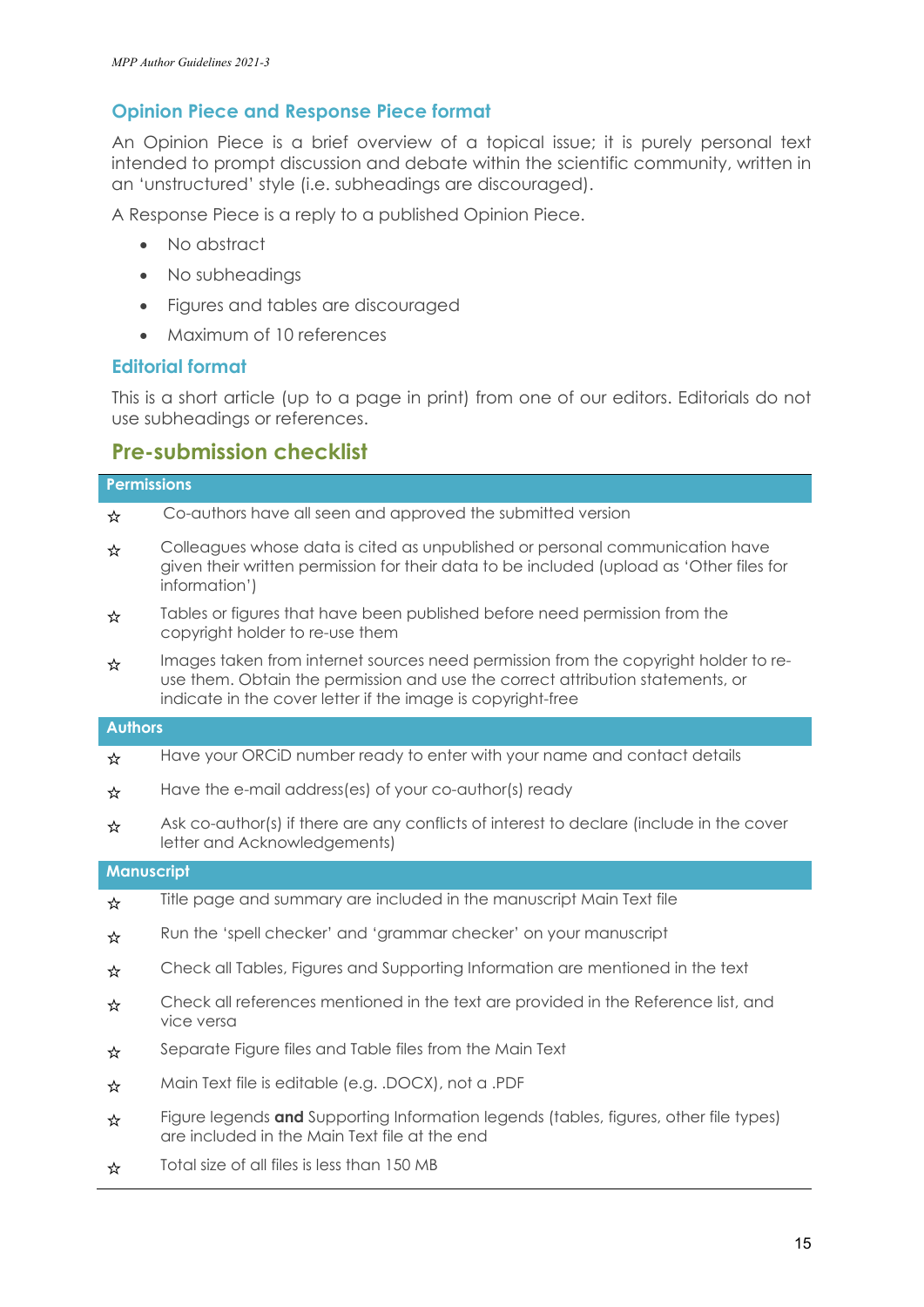### Opinion Piece and Response Piece format

An Opinion Piece is a brief overview of a topical issue; it is purely personal text intended to prompt discussion and debate within the scientific community, written in an 'unstructured' style (i.e. subheadings are discouraged).

A Response Piece is a reply to a published Opinion Piece.

- No abstract
- No subheadings
- Figures and tables are discouraged
- Maximum of 10 references

### Editorial format

This is a short article (up to a page in print) from one of our editors. Editorials do not use subheadings or references.

## Pre-submission checklist

**Permissions**

- ☆ Co-authors have all seen and approved the submitted version
- ☆ Colleagues whose data is cited as unpublished or personal communication have given their written permission for their data to be included (upload as 'Other files for information')
- ☆ Tables or figures that have been published before need permission from the copyright holder to re-use them
- ☆ Images taken from internet sources need permission from the copyright holder to re-use them. Obtain the permission and use the correct attribution statements, or indicate in the cover letter if the image is copyright-free

**Authors**

- ☆ Have your ORCiD number ready to enter with your name and contact details
- ☆ Have the e-mail address(es) of your co-author(s) ready
- ☆ Ask co-author(s) if there are any conflicts of interest to declare (include in the cover letter and Acknowledgements)

**Manuscript**

- ☆ Title page and summary are included in the manuscript Main Text file
- ☆ Run the 'spell checker' and 'grammar checker' on your manuscript
- ☆ Check all Tables, Figures and Supporting Information are mentioned in the text
- ☆ Check all references mentioned in the text are provided in the Reference list, and vice versa
- ☆ Separate Figure files and Table files from the Main Text
- ☆ Main Text file is editable (e.g. .DOCX), not a .PDF
- ☆ Figure legends **and** Supporting Information legends (tables, figures, other file types) are included in the Main Text file at the end
- ☆ Total size of all files is less than 150 MB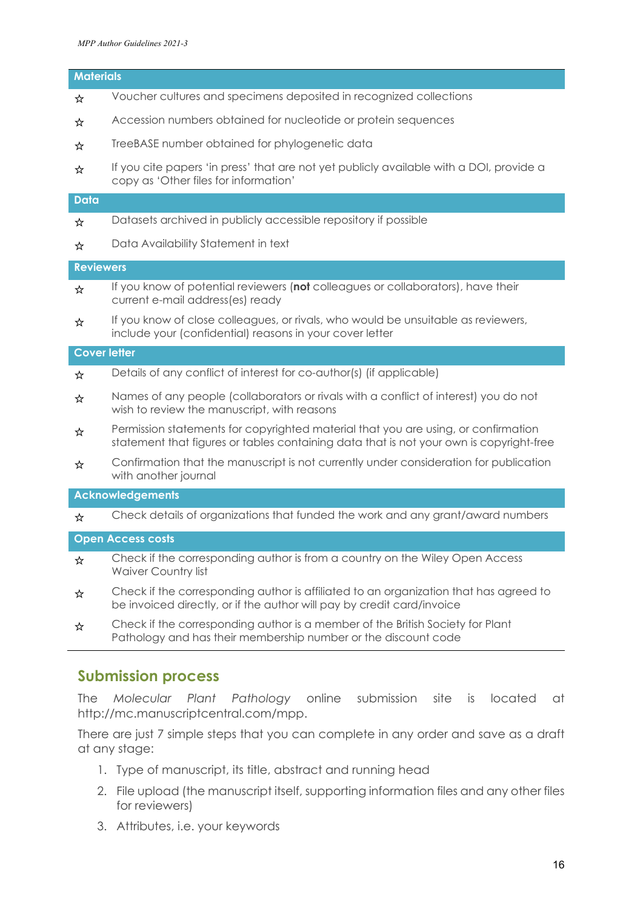| Materials | |
|---|---|
| ☆ | Voucher cultures and specimens deposited in recognized collections |
| ☆ | Accession numbers obtained for nucleotide or protein sequences |
| ☆ | TreeBASE number obtained for phylogenetic data |
| ☆ | If you cite papers 'in press' that are not yet publicly available with a DOI, provide a copy as 'Other files for information' |
| **Data** | |
| ☆ | Datasets archived in publicly accessible repository if possible |
| ☆ | Data Availability Statement in text |
| **Reviewers** | |
| ☆ | If you know of potential reviewers (**not** colleagues or collaborators), have their current e-mail address(es) ready |
| ☆ | If you know of close colleagues, or rivals, who would be unsuitable as reviewers, include your (confidential) reasons in your cover letter |
| **Cover letter** | |
| ☆ | Details of any conflict of interest for co-author(s) (if applicable) |
| ☆ | Names of any people (collaborators or rivals with a conflict of interest) you do not wish to review the manuscript, with reasons |
| ☆ | Permission statements for copyrighted material that you are using, or confirmation statement that figures or tables containing data that is not your own is copyright-free |
| ☆ | Confirmation that the manuscript is not currently under consideration for publication with another journal |
| **Acknowledgements** | |
| ☆ | Check details of organizations that funded the work and any grant/award numbers |
| **Open Access costs** | |
| ☆ | Check if the corresponding author is from a country on the Wiley Open Access Waiver Country list |
| ☆ | Check if the corresponding author is affiliated to an organization that has agreed to be invoiced directly, or if the author will pay by credit card/invoice |
| ☆ | Check if the corresponding author is a member of the British Society for Plant Pathology and has their membership number or the discount code |

## Submission process

The *Molecular Plant Pathology* online submission site is located at http://mc.manuscriptcentral.com/mpp.

There are just 7 simple steps that you can complete in any order and save as a draft at any stage:

1. Type of manuscript, its title, abstract and running head
2. File upload (the manuscript itself, supporting information files and any other files for reviewers)
3. Attributes, i.e. your keywords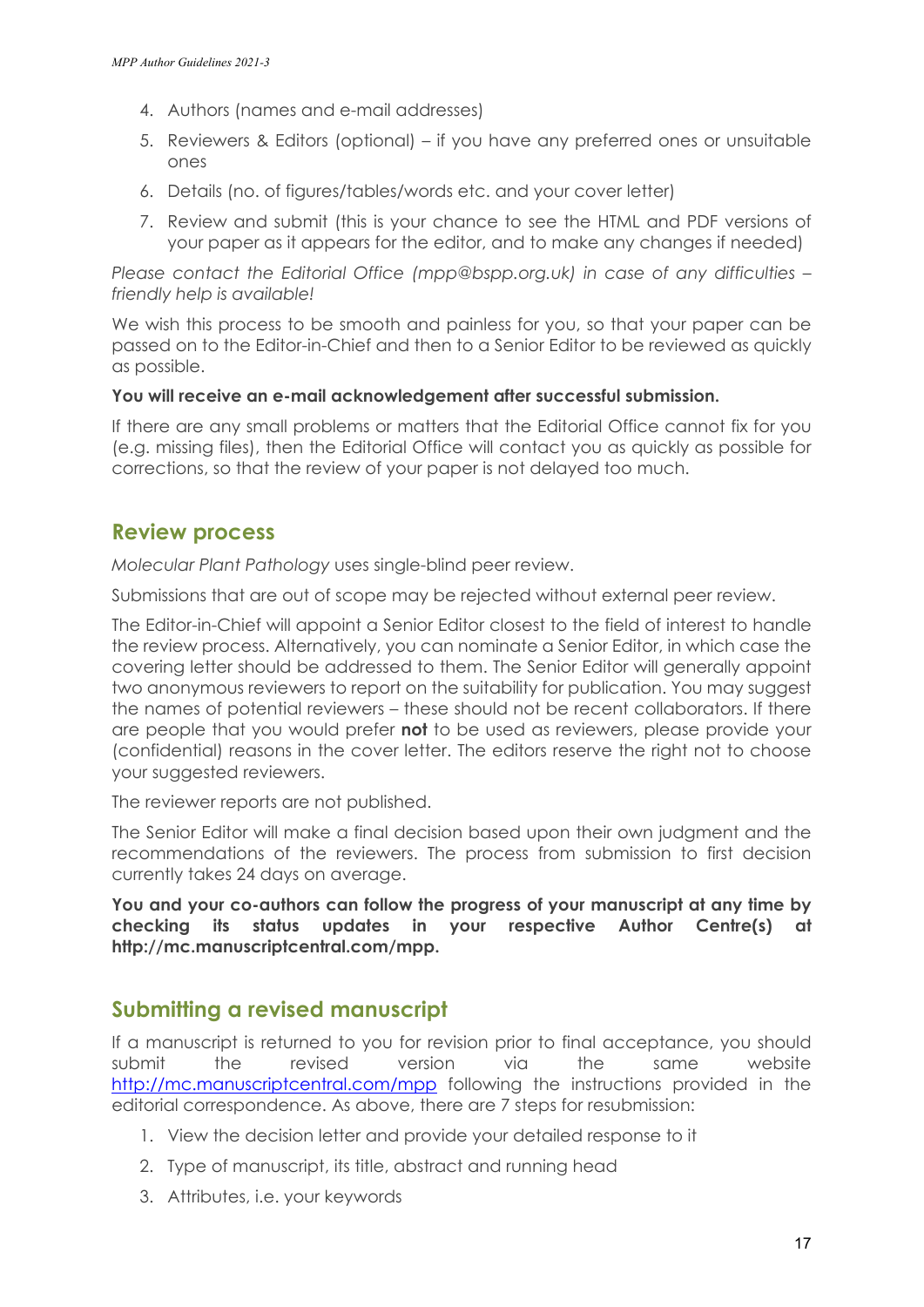4. Authors (names and e-mail addresses)
5. Reviewers & Editors (optional) – if you have any preferred ones or unsuitable ones
6. Details (no. of figures/tables/words etc. and your cover letter)
7. Review and submit (this is your chance to see the HTML and PDF versions of your paper as it appears for the editor, and to make any changes if needed)

*Please contact the Editorial Office (mpp@bspp.org.uk) in case of any difficulties – friendly help is available!*

We wish this process to be smooth and painless for you, so that your paper can be passed on to the Editor-in-Chief and then to a Senior Editor to be reviewed as quickly as possible.

**You will receive an e-mail acknowledgement after successful submission.**

If there are any small problems or matters that the Editorial Office cannot fix for you (e.g. missing files), then the Editorial Office will contact you as quickly as possible for corrections, so that the review of your paper is not delayed too much.

## Review process

*Molecular Plant Pathology* uses single-blind peer review.

Submissions that are out of scope may be rejected without external peer review.

The Editor-in-Chief will appoint a Senior Editor closest to the field of interest to handle the review process. Alternatively, you can nominate a Senior Editor, in which case the covering letter should be addressed to them. The Senior Editor will generally appoint two anonymous reviewers to report on the suitability for publication. You may suggest the names of potential reviewers – these should not be recent collaborators. If there are people that you would prefer **not** to be used as reviewers, please provide your (confidential) reasons in the cover letter. The editors reserve the right not to choose your suggested reviewers.

The reviewer reports are not published.

The Senior Editor will make a final decision based upon their own judgment and the recommendations of the reviewers. The process from submission to first decision currently takes 24 days on average.

**You and your co-authors can follow the progress of your manuscript at any time by checking its status updates in your respective Author Centre(s) at http://mc.manuscriptcentral.com/mpp.**

## Submitting a revised manuscript

If a manuscript is returned to you for revision prior to final acceptance, you should submit the revised version via the same website http://mc.manuscriptcentral.com/mpp following the instructions provided in the editorial correspondence. As above, there are 7 steps for resubmission:

1. View the decision letter and provide your detailed response to it
2. Type of manuscript, its title, abstract and running head
3. Attributes, i.e. your keywords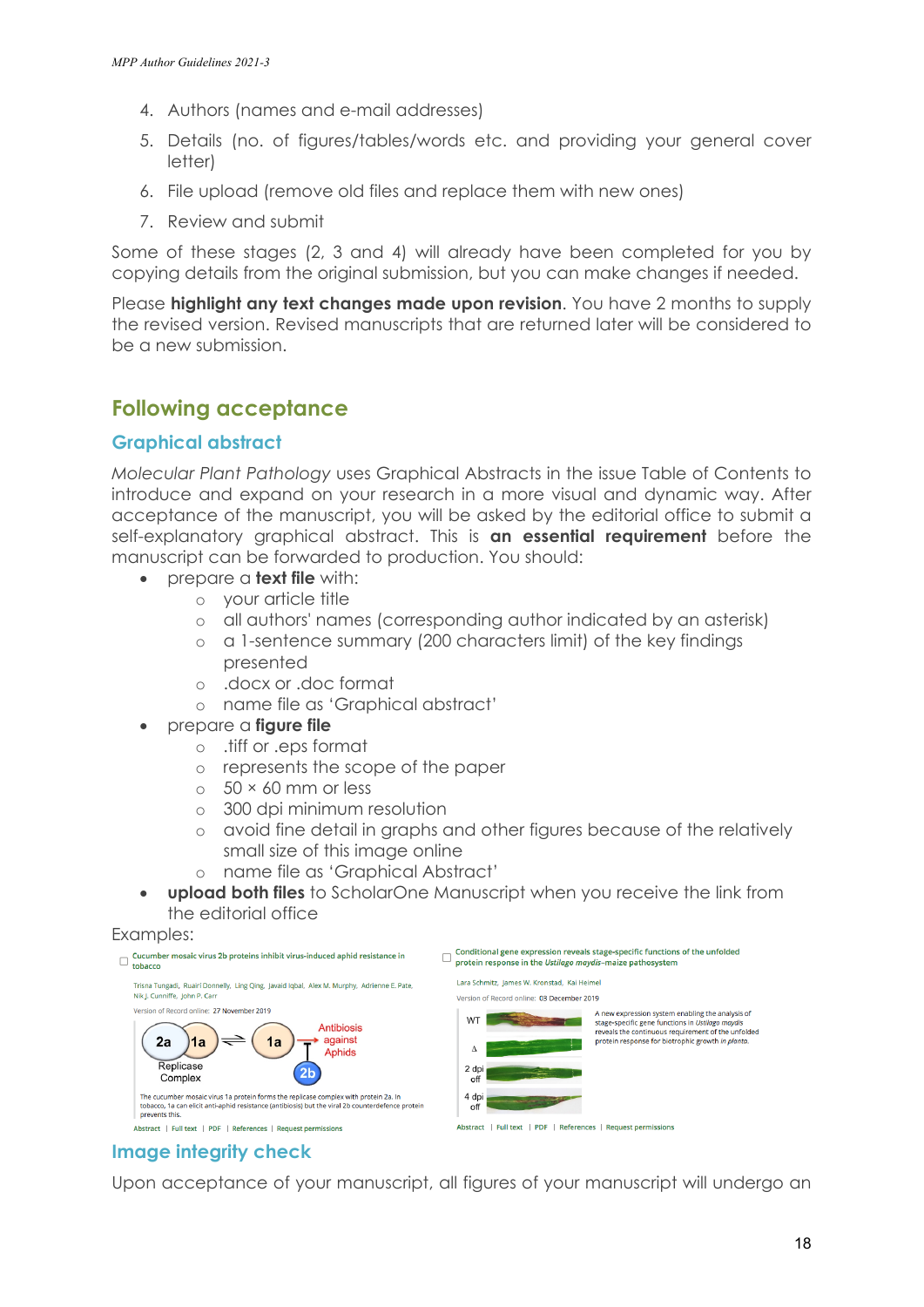4. Authors (names and e-mail addresses)
5. Details (no. of figures/tables/words etc. and providing your general cover letter)
6. File upload (remove old files and replace them with new ones)
7. Review and submit

Some of these stages (2, 3 and 4) will already have been completed for you by copying details from the original submission, but you can make changes if needed.

Please **highlight any text changes made upon revision**. You have 2 months to supply the revised version. Revised manuscripts that are returned later will be considered to be a new submission.

## Following acceptance

### Graphical abstract

*Molecular Plant Pathology* uses Graphical Abstracts in the issue Table of Contents to introduce and expand on your research in a more visual and dynamic way. After acceptance of the manuscript, you will be asked by the editorial office to submit a self-explanatory graphical abstract. This is **an essential requirement** before the manuscript can be forwarded to production. You should:

- prepare a **text file** with:
  - your article title
  - all authors' names (corresponding author indicated by an asterisk)
  - a 1-sentence summary (200 characters limit) of the key findings presented
  - .docx or .doc format
  - name file as 'Graphical abstract'
- prepare a **figure file**
  - .tiff or .eps format
  - represents the scope of the paper
  - 50 × 60 mm or less
  - 300 dpi minimum resolution
  - avoid fine detail in graphs and other figures because of the relatively small size of this image online
  - name file as 'Graphical Abstract'
- **upload both files** to ScholarOne Manuscript when you receive the link from the editorial office

Examples:

### Image integrity check

Upon acceptance of your manuscript, all figures of your manuscript will undergo an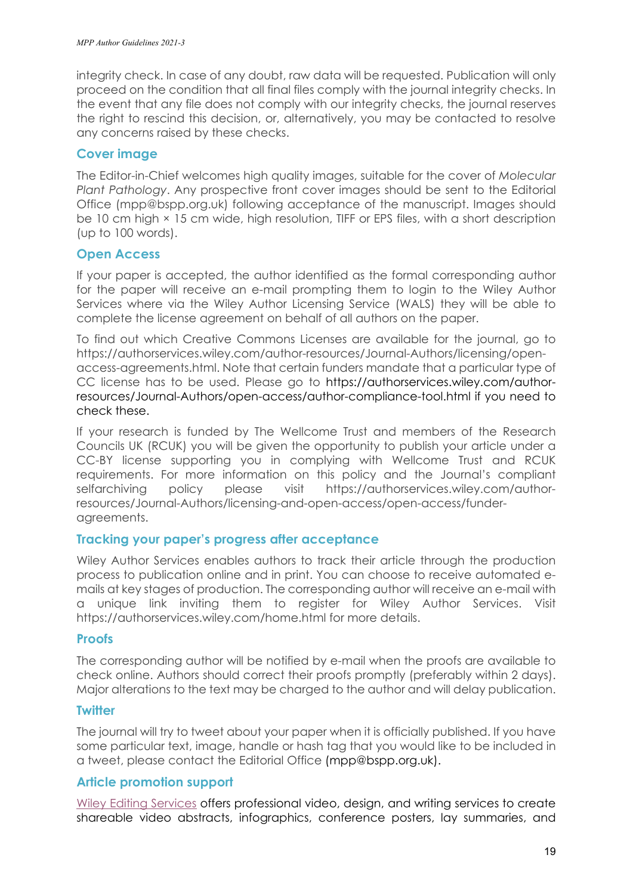integrity check. In case of any doubt, raw data will be requested. Publication will only proceed on the condition that all final files comply with the journal integrity checks. In the event that any file does not comply with our integrity checks, the journal reserves the right to rescind this decision, or, alternatively, you may be contacted to resolve any concerns raised by these checks.

## Cover image

The Editor-in-Chief welcomes high quality images, suitable for the cover of *Molecular Plant Pathology*. Any prospective front cover images should be sent to the Editorial Office (mpp@bspp.org.uk) following acceptance of the manuscript. Images should be 10 cm high × 15 cm wide, high resolution, TIFF or EPS files, with a short description (up to 100 words).

## Open Access

If your paper is accepted, the author identified as the formal corresponding author for the paper will receive an e-mail prompting them to login to the Wiley Author Services where via the Wiley Author Licensing Service (WALS) they will be able to complete the license agreement on behalf of all authors on the paper.

To find out which Creative Commons Licenses are available for the journal, go to https://authorservices.wiley.com/author-resources/Journal-Authors/licensing/open-access-agreements.html. Note that certain funders mandate that a particular type of CC license has to be used. Please go to https://authorservices.wiley.com/author-resources/Journal-Authors/open-access/author-compliance-tool.html if you need to check these.

If your research is funded by The Wellcome Trust and members of the Research Councils UK (RCUK) you will be given the opportunity to publish your article under a CC-BY license supporting you in complying with Wellcome Trust and RCUK requirements. For more information on this policy and the Journal's compliant selfarchiving policy please visit https://authorservices.wiley.com/author-resources/Journal-Authors/licensing-and-open-access/open-access/funder-agreements.

## Tracking your paper's progress after acceptance

Wiley Author Services enables authors to track their article through the production process to publication online and in print. You can choose to receive automated e-mails at key stages of production. The corresponding author will receive an e-mail with a unique link inviting them to register for Wiley Author Services. Visit https://authorservices.wiley.com/home.html for more details.

## Proofs

The corresponding author will be notified by e-mail when the proofs are available to check online. Authors should correct their proofs promptly (preferably within 2 days). Major alterations to the text may be charged to the author and will delay publication.

## Twitter

The journal will try to tweet about your paper when it is officially published. If you have some particular text, image, handle or hash tag that you would like to be included in a tweet, please contact the Editorial Office (mpp@bspp.org.uk).

## Article promotion support

Wiley Editing Services offers professional video, design, and writing services to create shareable video abstracts, infographics, conference posters, lay summaries, and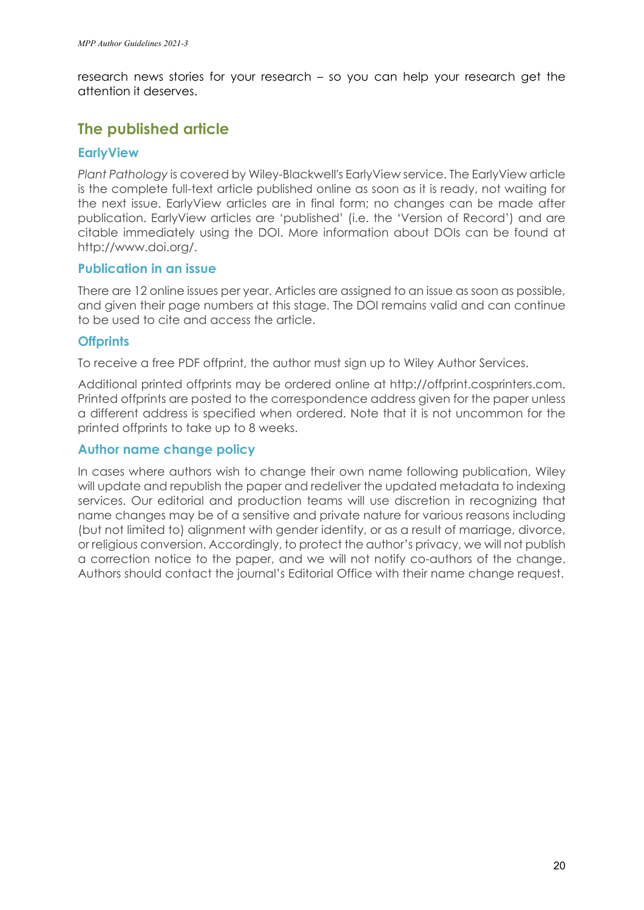research news stories for your research – so you can help your research get the attention it deserves.

## The published article

### EarlyView

*Plant Pathology* is covered by Wiley-Blackwell's EarlyView service. The EarlyView article is the complete full-text article published online as soon as it is ready, not waiting for the next issue. EarlyView articles are in final form; no changes can be made after publication. EarlyView articles are 'published' (i.e. the 'Version of Record') and are citable immediately using the DOI. More information about DOIs can be found at http://www.doi.org/.

### Publication in an issue

There are 12 online issues per year. Articles are assigned to an issue as soon as possible, and given their page numbers at this stage. The DOI remains valid and can continue to be used to cite and access the article.

### Offprints

To receive a free PDF offprint, the author must sign up to Wiley Author Services.

Additional printed offprints may be ordered online at http://offprint.cosprinters.com. Printed offprints are posted to the correspondence address given for the paper unless a different address is specified when ordered. Note that it is not uncommon for the printed offprints to take up to 8 weeks.

### Author name change policy

In cases where authors wish to change their own name following publication, Wiley will update and republish the paper and redeliver the updated metadata to indexing services. Our editorial and production teams will use discretion in recognizing that name changes may be of a sensitive and private nature for various reasons including (but not limited to) alignment with gender identity, or as a result of marriage, divorce, or religious conversion. Accordingly, to protect the author's privacy, we will not publish a correction notice to the paper, and we will not notify co-authors of the change. Authors should contact the journal's Editorial Office with their name change request.